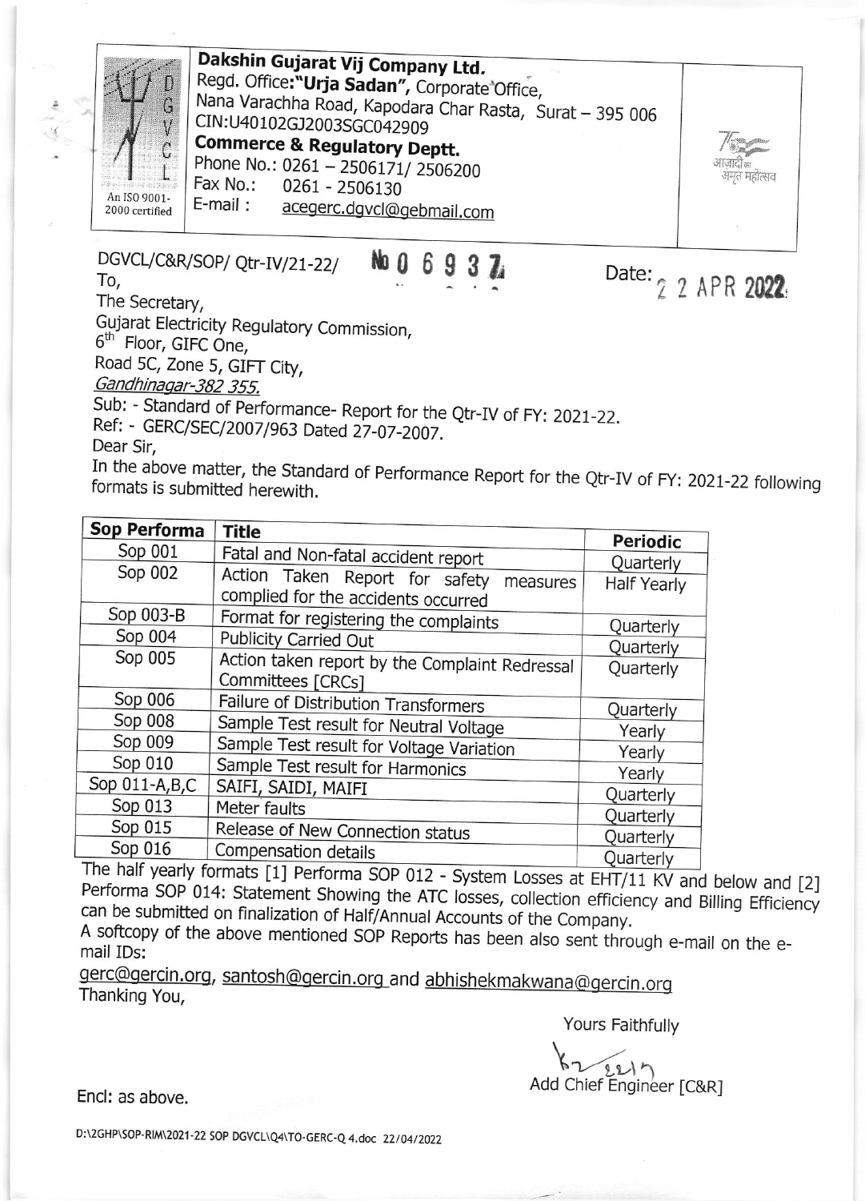**Dakshin Gujarat Vij Company Ltd.**
Regd. Office:**"Urja Sadan"**, Corporate Office,
Nana Varachha Road, Kapodara Char Rasta, Surat – 395 006
CIN:U40102GJ2003SGC042909
**Commerce & Regulatory Deptt.**
Phone No.: 0261 – 2506171/ 2506200
Fax No.: 0261 - 2506130
E-mail : acegerc.dgvcl@gebmail.com

An ISO 9001-2000 certified

DGVCL/C&R/SOP/ Qtr-IV/21-22/ No 06937

Date: 22 APR 2022

To,
The Secretary,
Gujarat Electricity Regulatory Commission,
6th Floor, GIFC One,
Road 5C, Zone 5, GIFT City,
*Gandhinagar-382 355.*

Sub: - Standard of Performance- Report for the Qtr-IV of FY: 2021-22.
Ref: - GERC/SEC/2007/963 Dated 27-07-2007.

Dear Sir,

In the above matter, the Standard of Performance Report for the Qtr-IV of FY: 2021-22 following formats is submitted herewith.

| Sop Performa | Title | Periodic |
|---|---|---|
| Sop 001 | Fatal and Non-fatal accident report | Quarterly |
| Sop 002 | Action Taken Report for safety measures complied for the accidents occurred | Half Yearly |
| Sop 003-B | Format for registering the complaints | Quarterly |
| Sop 004 | Publicity Carried Out | Quarterly |
| Sop 005 | Action taken report by the Complaint Redressal Committees [CRCs] | Quarterly |
| Sop 006 | Failure of Distribution Transformers | Quarterly |
| Sop 008 | Sample Test result for Neutral Voltage | Yearly |
| Sop 009 | Sample Test result for Voltage Variation | Yearly |
| Sop 010 | Sample Test result for Harmonics | Yearly |
| Sop 011-A,B,C | SAIFI, SAIDI, MAIFI | Quarterly |
| Sop 013 | Meter faults | Quarterly |
| Sop 015 | Release of New Connection status | Quarterly |
| Sop 016 | Compensation details | Quarterly |

The half yearly formats [1] Performa SOP 012 - System Losses at EHT/11 KV and below and [2] Performa SOP 014: Statement Showing the ATC losses, collection efficiency and Billing Efficiency can be submitted on finalization of Half/Annual Accounts of the Company.

A softcopy of the above mentioned SOP Reports has been also sent through e-mail on the e-mail IDs:

gerc@gercin.org, santosh@gercin.org and abhishekmakwana@gercin.org

Thanking You,

Yours Faithfully

Add Chief Engineer [C&R]

Encl: as above.

D:\2GHP\SOP-RIM\2021-22 SOP DGVCL\Q4\TO-GERC-Q 4.doc 22/04/2022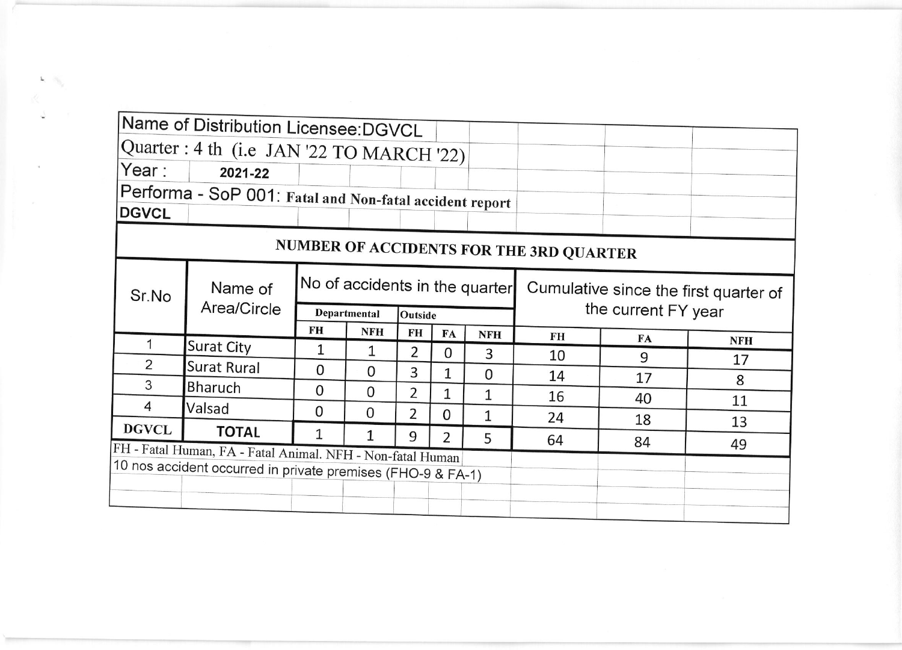Name of Distribution Licensee:DGVCL

Quarter : 4 th (i.e JAN '22 TO MARCH '22)

Year : 2021-22

Performa - SoP 001: Fatal and Non-fatal accident report

DGVCL

## NUMBER OF ACCIDENTS FOR THE 3RD QUARTER

| Sr.No | Name of Area/Circle | No of accidents in the quarter | | | | | Cumulative since the first quarter of the current FY year | | |
|---|---|---|---|---|---|---|---|---|---|
| | | Departmental | | Outside | | | | | |
| | | FH | NFH | FH | FA | NFH | FH | FA | NFH |
| 1 | Surat City | 1 | 1 | 2 | 0 | 3 | 10 | 9 | 17 |
| 2 | Surat Rural | 0 | 0 | 3 | 1 | 0 | 14 | 17 | 8 |
| 3 | Bharuch | 0 | 0 | 2 | 1 | 1 | 16 | 40 | 11 |
| 4 | Valsad | 0 | 0 | 2 | 0 | 1 | 24 | 18 | 13 |
| DGVCL | TOTAL | 1 | 1 | 9 | 2 | 5 | 64 | 84 | 49 |

FH - Fatal Human, FA - Fatal Animal. NFH - Non-fatal Human

10 nos accident occurred in private premises (FHO-9 & FA-1)